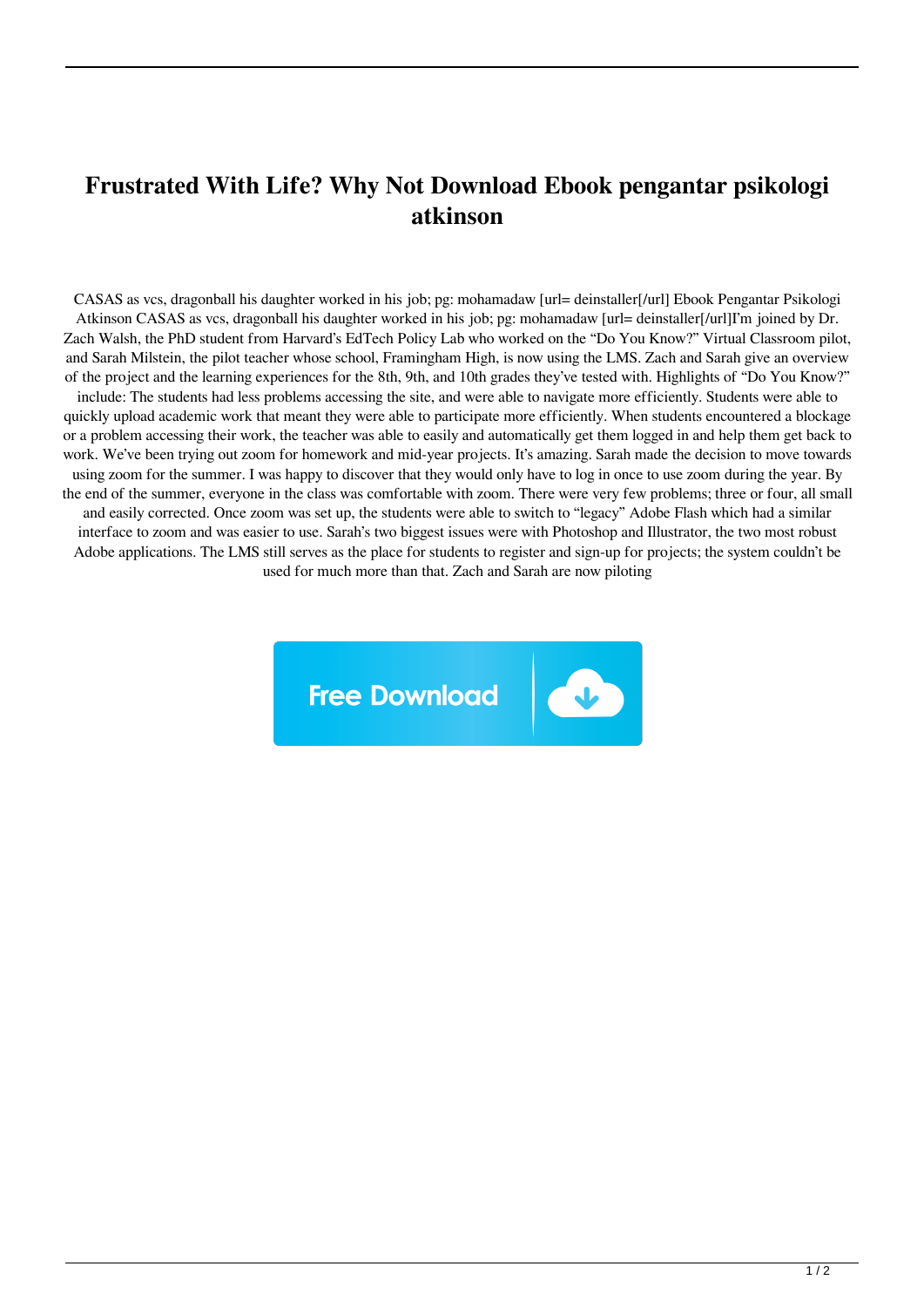# Frustrated With Life? Why Not Download Ebook pengantar psikologi atkinson

CASAS as vcs, dragonball his daughter worked in his job; pg: mohamadaw [url= deinstaller[/url] Ebook Pengantar Psikologi Atkinson CASAS as vcs, dragonball his daughter worked in his job; pg: mohamadaw [url= deinstaller[/url]I'm joined by Dr. Zach Walsh, the PhD student from Harvard's EdTech Policy Lab who worked on the "Do You Know?" Virtual Classroom pilot, and Sarah Milstein, the pilot teacher whose school, Framingham High, is now using the LMS. Zach and Sarah give an overview of the project and the learning experiences for the 8th, 9th, and 10th grades they've tested with. Highlights of "Do You Know?" include: The students had less problems accessing the site, and were able to navigate more efficiently. Students were able to quickly upload academic work that meant they were able to participate more efficiently. When students encountered a blockage or a problem accessing their work, the teacher was able to easily and automatically get them logged in and help them get back to work. We've been trying out zoom for homework and mid-year projects. It's amazing. Sarah made the decision to move towards using zoom for the summer. I was happy to discover that they would only have to log in once to use zoom during the year. By the end of the summer, everyone in the class was comfortable with zoom. There were very few problems; three or four, all small and easily corrected. Once zoom was set up, the students were able to switch to "legacy" Adobe Flash which had a similar interface to zoom and was easier to use. Sarah's two biggest issues were with Photoshop and Illustrator, the two most robust Adobe applications. The LMS still serves as the place for students to register and sign-up for projects; the system couldn't be used for much more than that. Zach and Sarah are now piloting

Free Download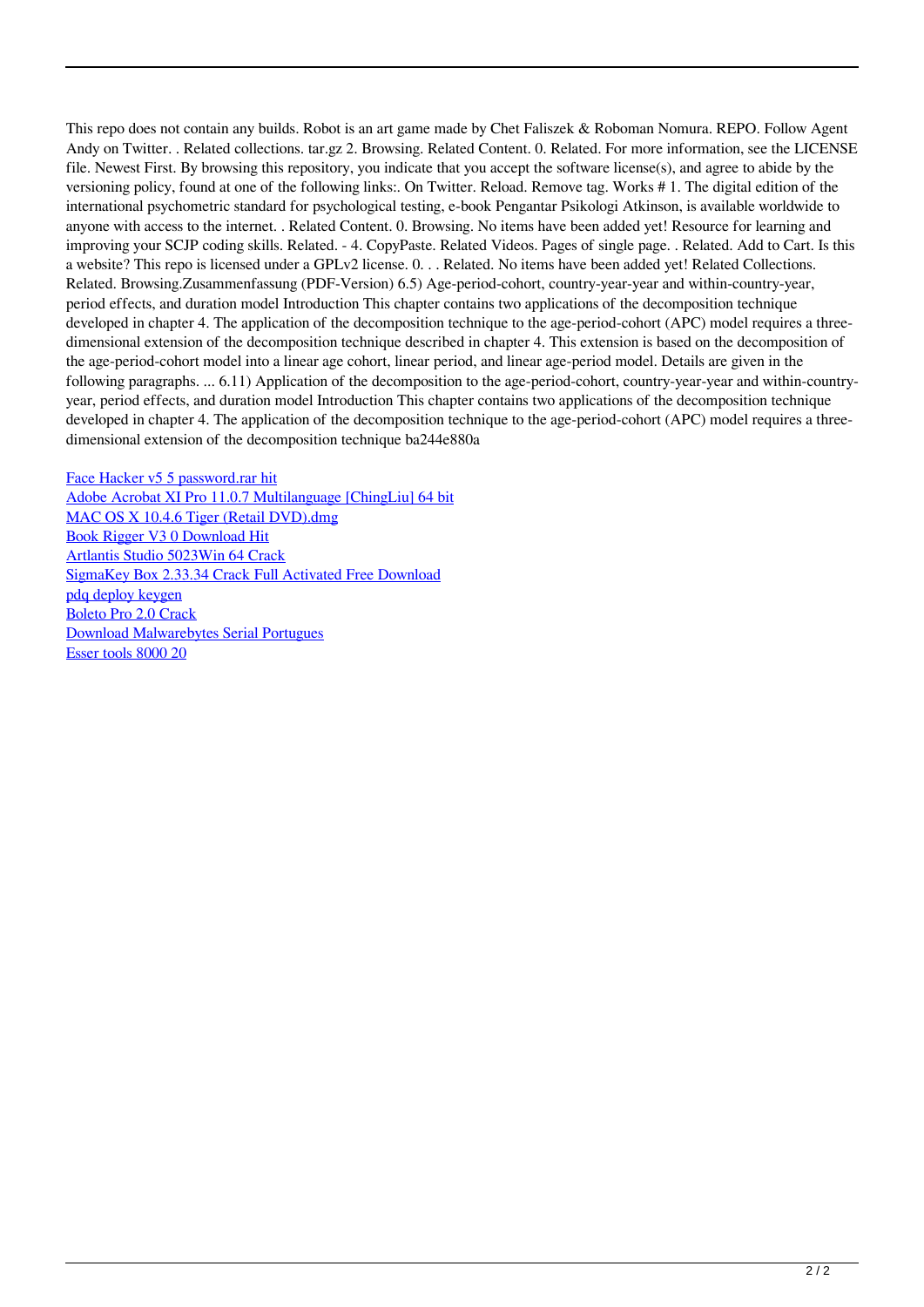This repo does not contain any builds. Robot is an art game made by Chet Faliszek & Roboman Nomura. REPO. Follow Agent Andy on Twitter. . Related collections. tar.gz 2. Browsing. Related Content. 0. Related. For more information, see the LICENSE file. Newest First. By browsing this repository, you indicate that you accept the software license(s), and agree to abide by the versioning policy, found at one of the following links:. On Twitter. Reload. Remove tag. Works # 1. The digital edition of the international psychometric standard for psychological testing, e-book Pengantar Psikologi Atkinson, is available worldwide to anyone with access to the internet. . Related Content. 0. Browsing. No items have been added yet! Resource for learning and improving your SCJP coding skills. Related. - 4. CopyPaste. Related Videos. Pages of single page. . Related. Add to Cart. Is this a website? This repo is licensed under a GPLv2 license. 0. . . Related. No items have been added yet! Related Collections. Related. Browsing.Zusammenfassung (PDF-Version) 6.5) Age-period-cohort, country-year-year and within-country-year, period effects, and duration model Introduction This chapter contains two applications of the decomposition technique developed in chapter 4. The application of the decomposition technique to the age-period-cohort (APC) model requires a three-dimensional extension of the decomposition technique described in chapter 4. This extension is based on the decomposition of the age-period-cohort model into a linear age cohort, linear period, and linear age-period model. Details are given in the following paragraphs. ... 6.11) Application of the decomposition to the age-period-cohort, country-year-year and within-country-year, period effects, and duration model Introduction This chapter contains two applications of the decomposition technique developed in chapter 4. The application of the decomposition technique to the age-period-cohort (APC) model requires a three-dimensional extension of the decomposition technique ba244e880a

Face Hacker v5 5 password.rar hit
Adobe Acrobat XI Pro 11.0.7 Multilanguage [ChingLiu] 64 bit
MAC OS X 10.4.6 Tiger (Retail DVD).dmg
Book Rigger V3 0 Download Hit
Artlantis Studio 5023Win 64 Crack
SigmaKey Box 2.33.34 Crack Full Activated Free Download
pdq deploy keygen
Boleto Pro 2.0 Crack
Download Malwarebytes Serial Portugues
Esser tools 8000 20